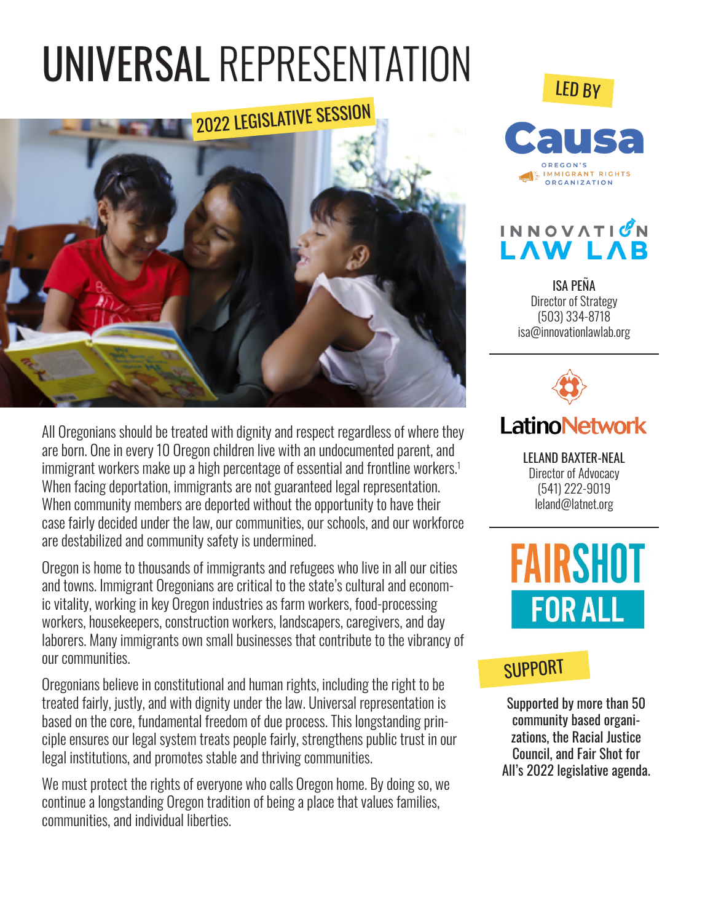# UNIVERSAL REPRESENTATION

2022 LEGISLATIVE SESSION

All Oregonians should be treated with dignity and respect regardless of where they are born. One in every 10 Oregon children live with an undocumented parent, and immigrant workers make up a high percentage of essential and frontline workers.[1] When facing deportation, immigrants are not guaranteed legal representation. When community members are deported without the opportunity to have their case fairly decided under the law, our communities, our schools, and our workforce are destabilized and community safety is undermined.

Oregon is home to thousands of immigrants and refugees who live in all our cities and towns. Immigrant Oregonians are critical to the state's cultural and economic vitality, working in key Oregon industries as farm workers, food-processing workers, housekeepers, construction workers, landscapers, caregivers, and day laborers. Many immigrants own small businesses that contribute to the vibrancy of our communities.

Oregonians believe in constitutional and human rights, including the right to be treated fairly, justly, and with dignity under the law. Universal representation is based on the core, fundamental freedom of due process. This longstanding principle ensures our legal system treats people fairly, strengthens public trust in our legal institutions, and promotes stable and thriving communities.

We must protect the rights of everyone who calls Oregon home. By doing so, we continue a longstanding Oregon tradition of being a place that values families, communities, and individual liberties.

## LED BY

**Causa** — Oregon's Immigrant Rights Organization

**Innovation Law Lab**

ISA PEÑA
Director of Strategy
(503) 334-8718
isa@innovationlawlab.org

**Latino Network**

LELAND BAXTER-NEAL
Director of Advocacy
(541) 222-9019
leland@latnet.org

**FAIRSHOT FOR ALL**

## SUPPORT

Supported by more than 50 community based organizations, the Racial Justice Council, and Fair Shot for All's 2022 legislative agenda.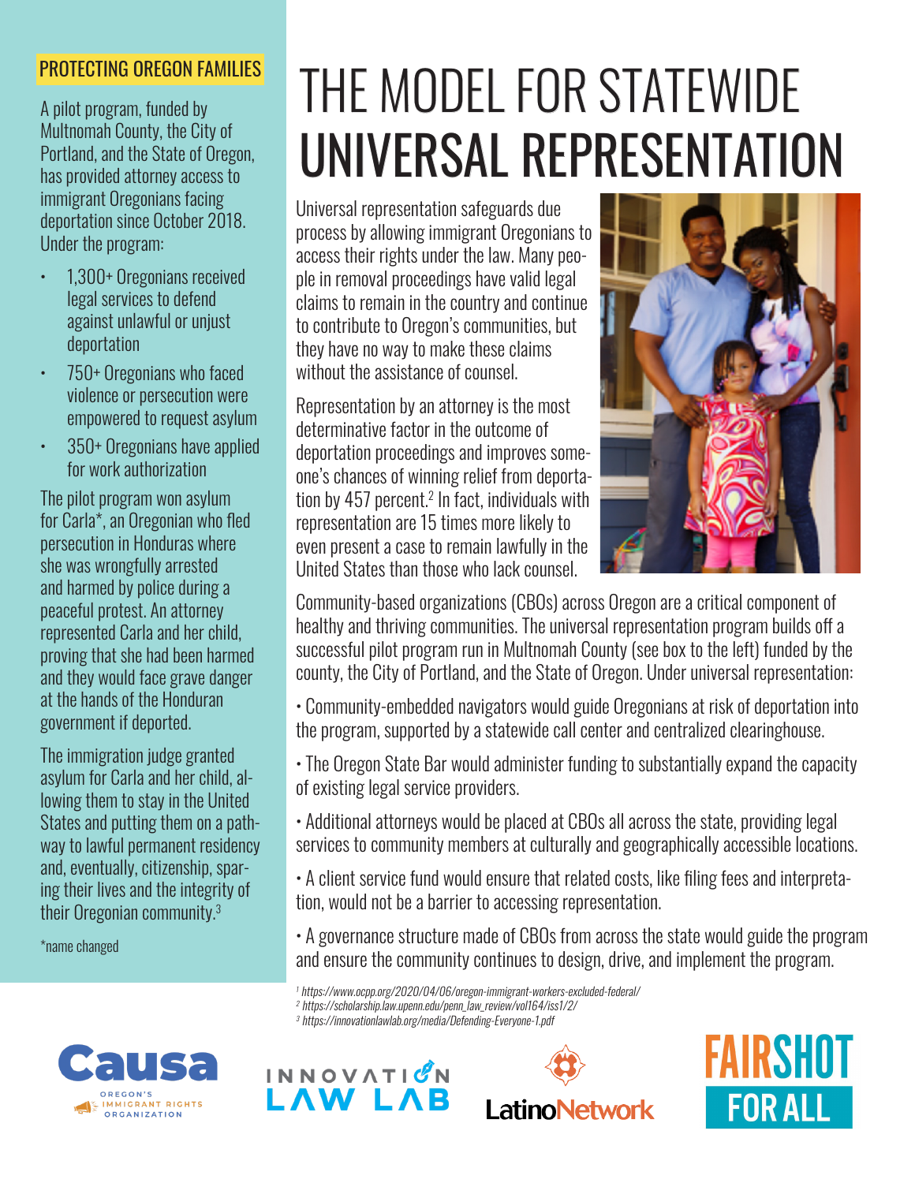# THE MODEL FOR STATEWIDE UNIVERSAL REPRESENTATION

Universal representation safeguards due process by allowing immigrant Oregonians to access their rights under the law. Many people in removal proceedings have valid legal claims to remain in the country and continue to contribute to Oregon's communities, but they have no way to make these claims without the assistance of counsel.

Representation by an attorney is the most determinative factor in the outcome of deportation proceedings and improves someone's chances of winning relief from deportation by 457 percent.[2] In fact, individuals with representation are 15 times more likely to even present a case to remain lawfully in the United States than those who lack counsel.

Community-based organizations (CBOs) across Oregon are a critical component of healthy and thriving communities. The universal representation program builds off a successful pilot program run in Multnomah County (see box to the left) funded by the county, the City of Portland, and the State of Oregon. Under universal representation:

- Community-embedded navigators would guide Oregonians at risk of deportation into the program, supported by a statewide call center and centralized clearinghouse.
- The Oregon State Bar would administer funding to substantially expand the capacity of existing legal service providers.
- Additional attorneys would be placed at CBOs all across the state, providing legal services to community members at culturally and geographically accessible locations.
- A client service fund would ensure that related costs, like filing fees and interpretation, would not be a barrier to accessing representation.
- A governance structure made of CBOs from across the state would guide the program and ensure the community continues to design, drive, and implement the program.

## PROTECTING OREGON FAMILIES

A pilot program, funded by Multnomah County, the City of Portland, and the State of Oregon, has provided attorney access to immigrant Oregonians facing deportation since October 2018. Under the program:

- 1,300+ Oregonians received legal services to defend against unlawful or unjust deportation
- 750+ Oregonians who faced violence or persecution were empowered to request asylum
- 350+ Oregonians have applied for work authorization

The pilot program won asylum for Carla*, an Oregonian who fled persecution in Honduras where she was wrongfully arrested and harmed by police during a peaceful protest. An attorney represented Carla and her child, proving that she had been harmed and they would face grave danger at the hands of the Honduran government if deported.

The immigration judge granted asylum for Carla and her child, allowing them to stay in the United States and putting them on a pathway to lawful permanent residency and, eventually, citizenship, sparing their lives and the integrity of their Oregonian community.[3]

*name changed

[1] https://www.ocpp.org/2020/04/06/oregon-immigrant-workers-excluded-federal/
[2] https://scholarship.law.upenn.edu/penn_law_review/vol164/iss1/2/
[3] https://innovationlawlab.org/media/Defending-Everyone-1.pdf

Causa — Oregon's Immigrant Rights Organization | Innovation Law Lab | Latino Network | Fair Shot For All